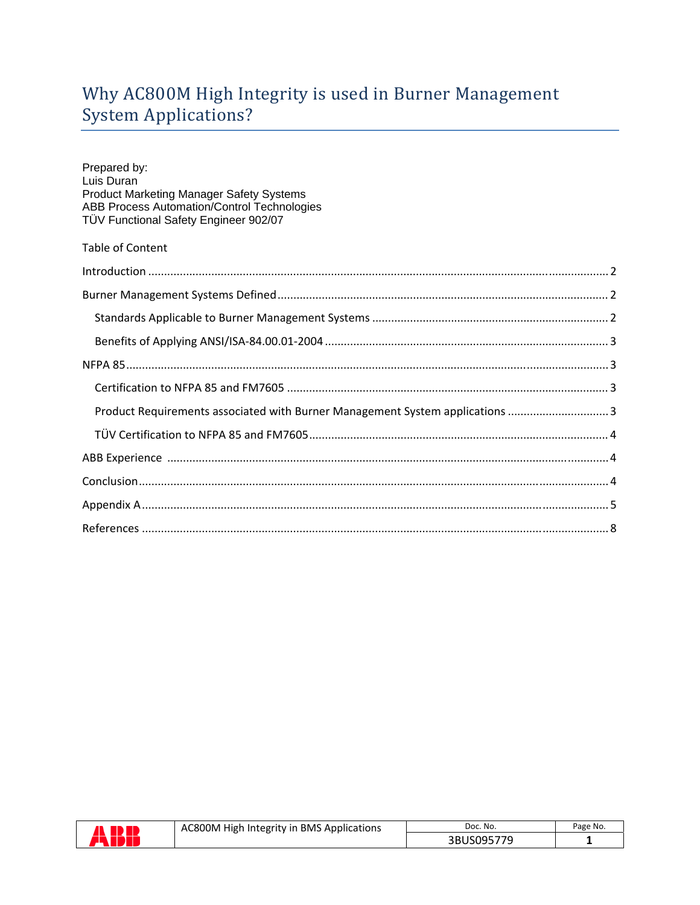# Why AC800M High Integrity is used in Burner Management System Applications?

Prepared by:
Luis Duran
Product Marketing Manager Safety Systems
ABB Process Automation/Control Technologies
TÜV Functional Safety Engineer 902/07

Table of Content

Introduction ........................................................................................................................... 2

Burner Management Systems Defined .................................................................................. 2

- Standards Applicable to Burner Management Systems ..................................................... 2
- Benefits of Applying ANSI/ISA-84.00.01-2004 .................................................................... 3

NFPA 85 ................................................................................................................................. 3

- Certification to NFPA 85 and FM7605 ............................................................................... 3
- Product Requirements associated with Burner Management System applications .......... 3
- TÜV Certification to NFPA 85 and FM7605 ........................................................................ 4

ABB Experience ...................................................................................................................... 4

Conclusion .............................................................................................................................. 4

Appendix A ............................................................................................................................. 5

References .............................................................................................................................. 8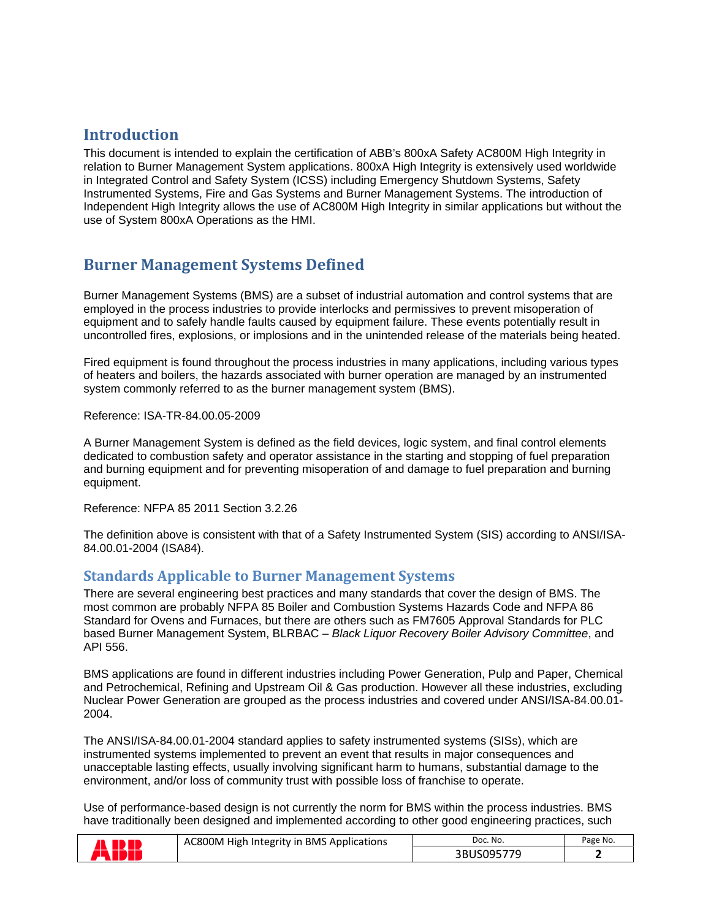## Introduction

This document is intended to explain the certification of ABB's 800xA Safety AC800M High Integrity in relation to Burner Management System applications. 800xA High Integrity is extensively used worldwide in Integrated Control and Safety System (ICSS) including Emergency Shutdown Systems, Safety Instrumented Systems, Fire and Gas Systems and Burner Management Systems. The introduction of Independent High Integrity allows the use of AC800M High Integrity in similar applications but without the use of System 800xA Operations as the HMI.

## Burner Management Systems Defined

Burner Management Systems (BMS) are a subset of industrial automation and control systems that are employed in the process industries to provide interlocks and permissives to prevent misoperation of equipment and to safely handle faults caused by equipment failure. These events potentially result in uncontrolled fires, explosions, or implosions and in the unintended release of the materials being heated.

Fired equipment is found throughout the process industries in many applications, including various types of heaters and boilers, the hazards associated with burner operation are managed by an instrumented system commonly referred to as the burner management system (BMS).

Reference: ISA-TR-84.00.05-2009

A Burner Management System is defined as the field devices, logic system, and final control elements dedicated to combustion safety and operator assistance in the starting and stopping of fuel preparation and burning equipment and for preventing misoperation of and damage to fuel preparation and burning equipment.

Reference: NFPA 85 2011 Section 3.2.26

The definition above is consistent with that of a Safety Instrumented System (SIS) according to ANSI/ISA-84.00.01-2004 (ISA84).

### Standards Applicable to Burner Management Systems

There are several engineering best practices and many standards that cover the design of BMS. The most common are probably NFPA 85 Boiler and Combustion Systems Hazards Code and NFPA 86 Standard for Ovens and Furnaces, but there are others such as FM7605 Approval Standards for PLC based Burner Management System, BLRBAC – *Black Liquor Recovery Boiler Advisory Committee*, and API 556.

BMS applications are found in different industries including Power Generation, Pulp and Paper, Chemical and Petrochemical, Refining and Upstream Oil & Gas production. However all these industries, excluding Nuclear Power Generation are grouped as the process industries and covered under ANSI/ISA-84.00.01-2004.

The ANSI/ISA-84.00.01-2004 standard applies to safety instrumented systems (SISs), which are instrumented systems implemented to prevent an event that results in major consequences and unacceptable lasting effects, usually involving significant harm to humans, substantial damage to the environment, and/or loss of community trust with possible loss of franchise to operate.

Use of performance-based design is not currently the norm for BMS within the process industries. BMS have traditionally been designed and implemented according to other good engineering practices, such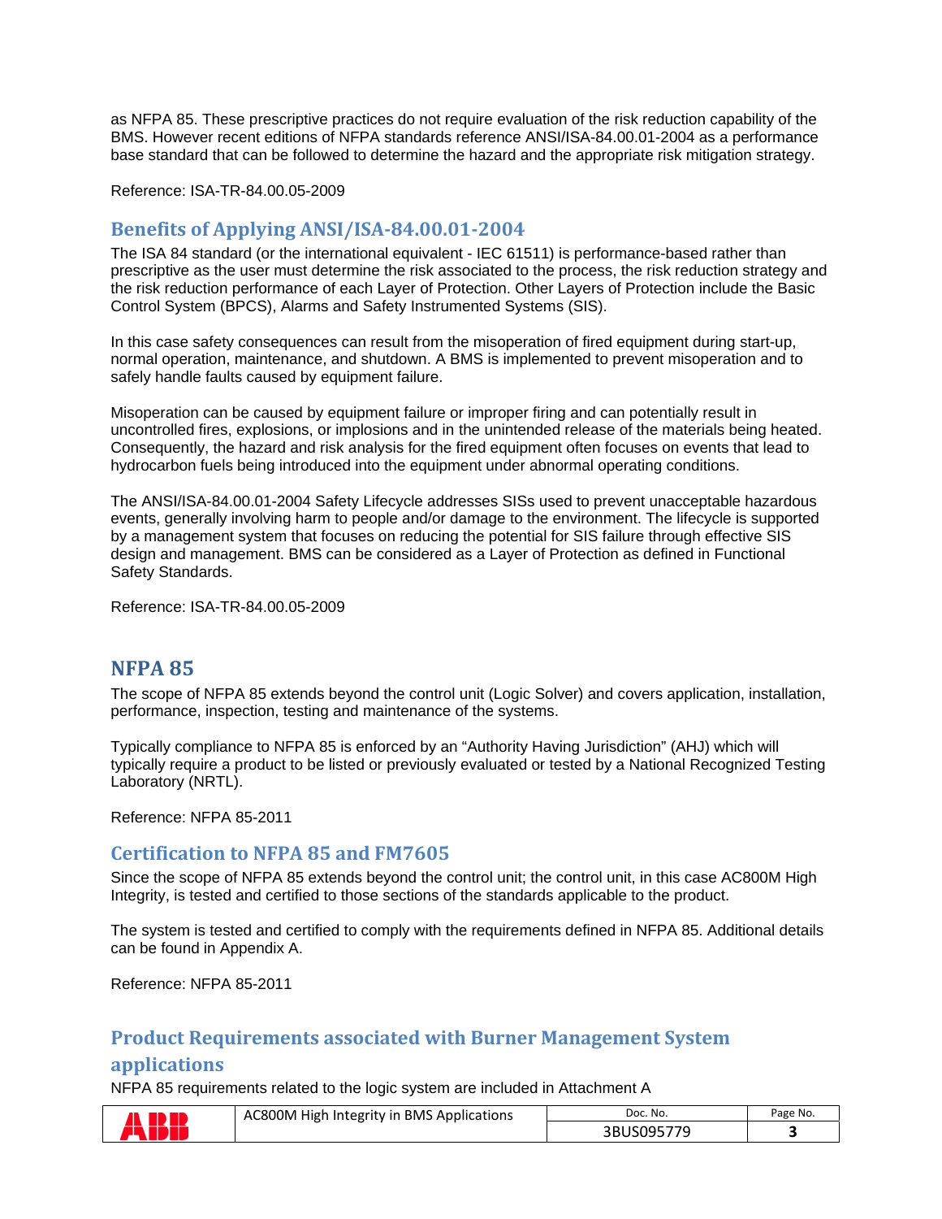as NFPA 85. These prescriptive practices do not require evaluation of the risk reduction capability of the BMS. However recent editions of NFPA standards reference ANSI/ISA-84.00.01-2004 as a performance base standard that can be followed to determine the hazard and the appropriate risk mitigation strategy.

Reference: ISA-TR-84.00.05-2009

## Benefits of Applying ANSI/ISA-84.00.01-2004

The ISA 84 standard (or the international equivalent - IEC 61511) is performance-based rather than prescriptive as the user must determine the risk associated to the process, the risk reduction strategy and the risk reduction performance of each Layer of Protection. Other Layers of Protection include the Basic Control System (BPCS), Alarms and Safety Instrumented Systems (SIS).

In this case safety consequences can result from the misoperation of fired equipment during start-up, normal operation, maintenance, and shutdown. A BMS is implemented to prevent misoperation and to safely handle faults caused by equipment failure.

Misoperation can be caused by equipment failure or improper firing and can potentially result in uncontrolled fires, explosions, or implosions and in the unintended release of the materials being heated. Consequently, the hazard and risk analysis for the fired equipment often focuses on events that lead to hydrocarbon fuels being introduced into the equipment under abnormal operating conditions.

The ANSI/ISA-84.00.01-2004 Safety Lifecycle addresses SISs used to prevent unacceptable hazardous events, generally involving harm to people and/or damage to the environment. The lifecycle is supported by a management system that focuses on reducing the potential for SIS failure through effective SIS design and management. BMS can be considered as a Layer of Protection as defined in Functional Safety Standards.

Reference: ISA-TR-84.00.05-2009

# NFPA 85

The scope of NFPA 85 extends beyond the control unit (Logic Solver) and covers application, installation, performance, inspection, testing and maintenance of the systems.

Typically compliance to NFPA 85 is enforced by an "Authority Having Jurisdiction" (AHJ) which will typically require a product to be listed or previously evaluated or tested by a National Recognized Testing Laboratory (NRTL).

Reference: NFPA 85-2011

## Certification to NFPA 85 and FM7605

Since the scope of NFPA 85 extends beyond the control unit; the control unit, in this case AC800M High Integrity, is tested and certified to those sections of the standards applicable to the product.

The system is tested and certified to comply with the requirements defined in NFPA 85. Additional details can be found in Appendix A.

Reference: NFPA 85-2011

## Product Requirements associated with Burner Management System applications

NFPA 85 requirements related to the logic system are included in Attachment A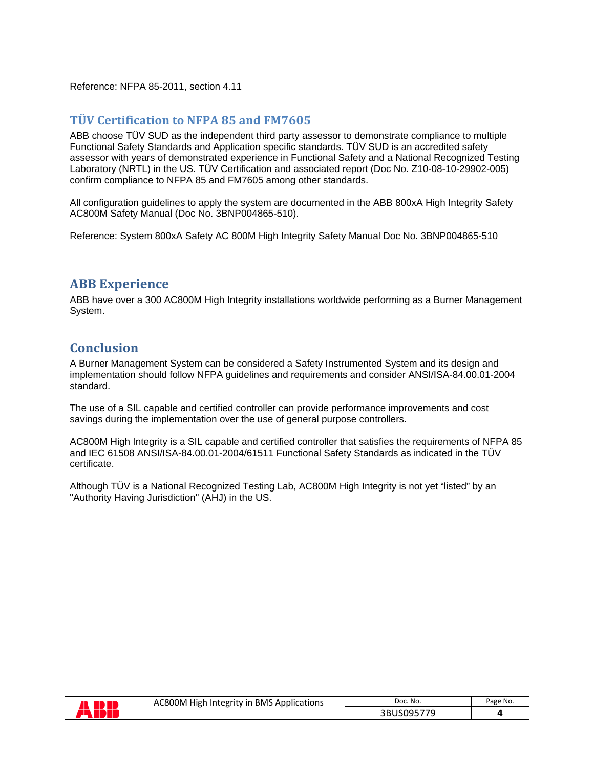Reference: NFPA 85-2011, section 4.11

## TÜV Certification to NFPA 85 and FM7605

ABB choose TÜV SUD as the independent third party assessor to demonstrate compliance to multiple Functional Safety Standards and Application specific standards. TÜV SUD is an accredited safety assessor with years of demonstrated experience in Functional Safety and a National Recognized Testing Laboratory (NRTL) in the US. TÜV Certification and associated report (Doc No. Z10-08-10-29902-005) confirm compliance to NFPA 85 and FM7605 among other standards.

All configuration guidelines to apply the system are documented in the ABB 800xA High Integrity Safety AC800M Safety Manual (Doc No. 3BNP004865-510).

Reference: System 800xA Safety AC 800M High Integrity Safety Manual Doc No. 3BNP004865-510

## ABB Experience

ABB have over a 300 AC800M High Integrity installations worldwide performing as a Burner Management System.

## Conclusion

A Burner Management System can be considered a Safety Instrumented System and its design and implementation should follow NFPA guidelines and requirements and consider ANSI/ISA-84.00.01-2004 standard.

The use of a SIL capable and certified controller can provide performance improvements and cost savings during the implementation over the use of general purpose controllers.

AC800M High Integrity is a SIL capable and certified controller that satisfies the requirements of NFPA 85 and IEC 61508 ANSI/ISA-84.00.01-2004/61511 Functional Safety Standards as indicated in the TÜV certificate.

Although TÜV is a National Recognized Testing Lab, AC800M High Integrity is not yet “listed” by an "Authority Having Jurisdiction" (AHJ) in the US.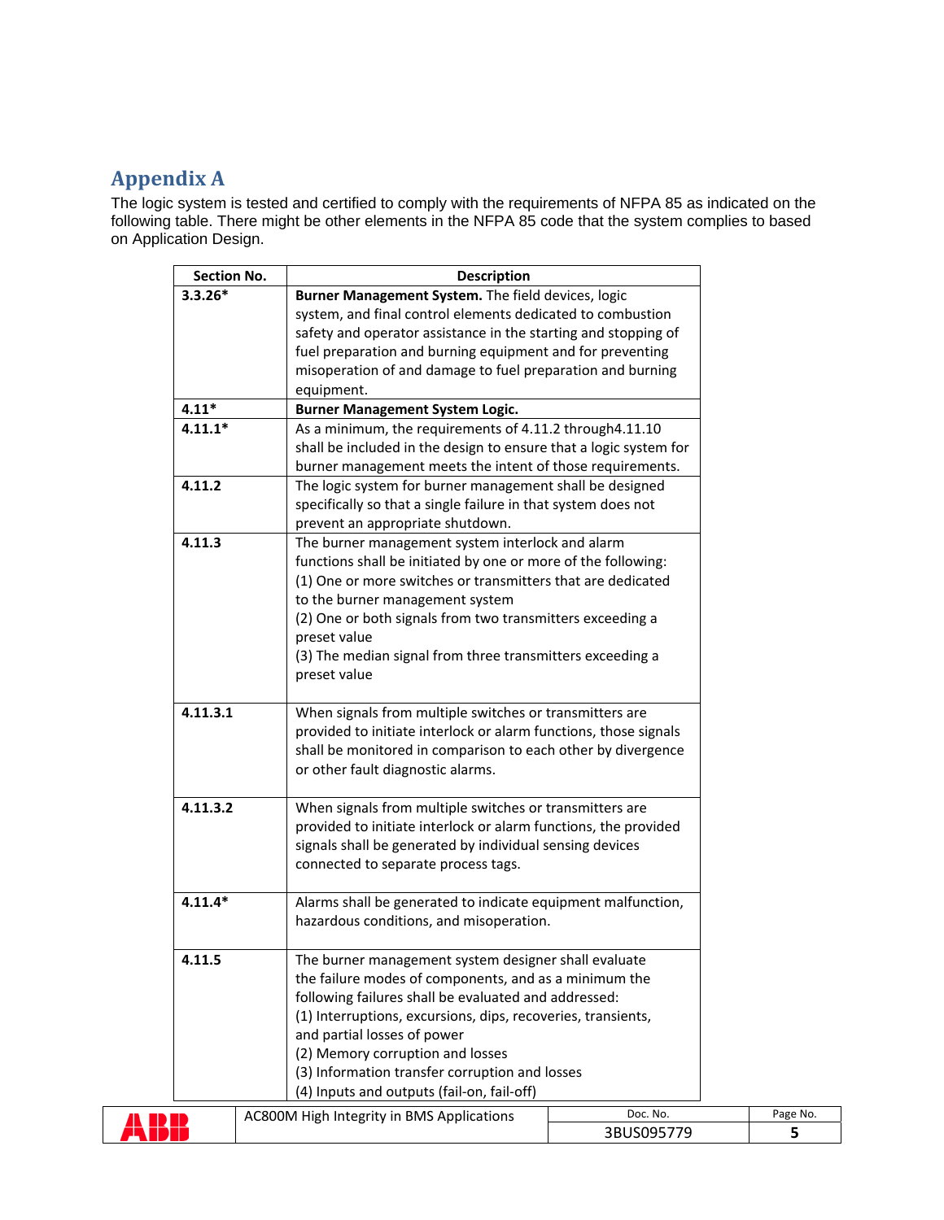## Appendix A

The logic system is tested and certified to comply with the requirements of NFPA 85 as indicated on the following table. There might be other elements in the NFPA 85 code that the system complies to based on Application Design.

| Section No. | Description |
|---|---|
| **3.3.26*** | **Burner Management System.** The field devices, logic system, and final control elements dedicated to combustion safety and operator assistance in the starting and stopping of fuel preparation and burning equipment and for preventing misoperation of and damage to fuel preparation and burning equipment. |
| **4.11*** | **Burner Management System Logic.** |
| **4.11.1*** | As a minimum, the requirements of 4.11.2 through4.11.10 shall be included in the design to ensure that a logic system for burner management meets the intent of those requirements. |
| **4.11.2** | The logic system for burner management shall be designed specifically so that a single failure in that system does not prevent an appropriate shutdown. |
| **4.11.3** | The burner management system interlock and alarm functions shall be initiated by one or more of the following:<br>(1) One or more switches or transmitters that are dedicated to the burner management system<br>(2) One or both signals from two transmitters exceeding a preset value<br>(3) The median signal from three transmitters exceeding a preset value |
| **4.11.3.1** | When signals from multiple switches or transmitters are provided to initiate interlock or alarm functions, those signals shall be monitored in comparison to each other by divergence or other fault diagnostic alarms. |
| **4.11.3.2** | When signals from multiple switches or transmitters are provided to initiate interlock or alarm functions, the provided signals shall be generated by individual sensing devices connected to separate process tags. |
| **4.11.4*** | Alarms shall be generated to indicate equipment malfunction, hazardous conditions, and misoperation. |
| **4.11.5** | The burner management system designer shall evaluate the failure modes of components, and as a minimum the following failures shall be evaluated and addressed:<br>(1) Interruptions, excursions, dips, recoveries, transients, and partial losses of power<br>(2) Memory corruption and losses<br>(3) Information transfer corruption and losses<br>(4) Inputs and outputs (fail-on, fail-off) |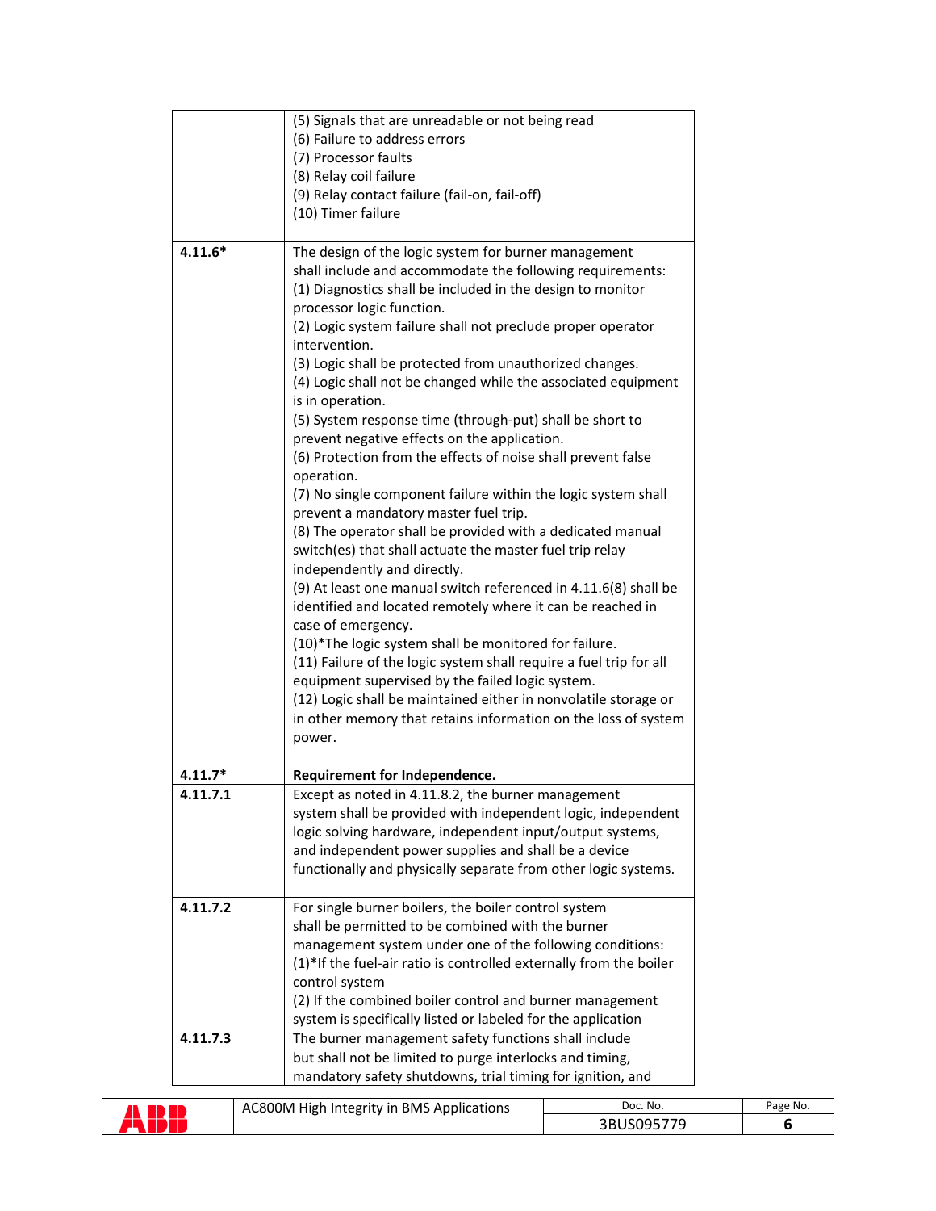| | |
|---|---|
| | (5) Signals that are unreadable or not being read<br>(6) Failure to address errors<br>(7) Processor faults<br>(8) Relay coil failure<br>(9) Relay contact failure (fail-on, fail-off)<br>(10) Timer failure |
| **4.11.6*** | The design of the logic system for burner management shall include and accommodate the following requirements:<br>(1) Diagnostics shall be included in the design to monitor processor logic function.<br>(2) Logic system failure shall not preclude proper operator intervention.<br>(3) Logic shall be protected from unauthorized changes.<br>(4) Logic shall not be changed while the associated equipment is in operation.<br>(5) System response time (through-put) shall be short to prevent negative effects on the application.<br>(6) Protection from the effects of noise shall prevent false operation.<br>(7) No single component failure within the logic system shall prevent a mandatory master fuel trip.<br>(8) The operator shall be provided with a dedicated manual switch(es) that shall actuate the master fuel trip relay independently and directly.<br>(9) At least one manual switch referenced in 4.11.6(8) shall be identified and located remotely where it can be reached in case of emergency.<br>(10)*The logic system shall be monitored for failure.<br>(11) Failure of the logic system shall require a fuel trip for all equipment supervised by the failed logic system.<br>(12) Logic shall be maintained either in nonvolatile storage or in other memory that retains information on the loss of system power. |
| **4.11.7*** | **Requirement for Independence.** |
| **4.11.7.1** | Except as noted in 4.11.8.2, the burner management system shall be provided with independent logic, independent logic solving hardware, independent input/output systems, and independent power supplies and shall be a device functionally and physically separate from other logic systems. |
| **4.11.7.2** | For single burner boilers, the boiler control system shall be permitted to be combined with the burner management system under one of the following conditions:<br>(1)*If the fuel-air ratio is controlled externally from the boiler control system<br>(2) If the combined boiler control and burner management system is specifically listed or labeled for the application |
| **4.11.7.3** | The burner management safety functions shall include but shall not be limited to purge interlocks and timing, mandatory safety shutdowns, trial timing for ignition, and |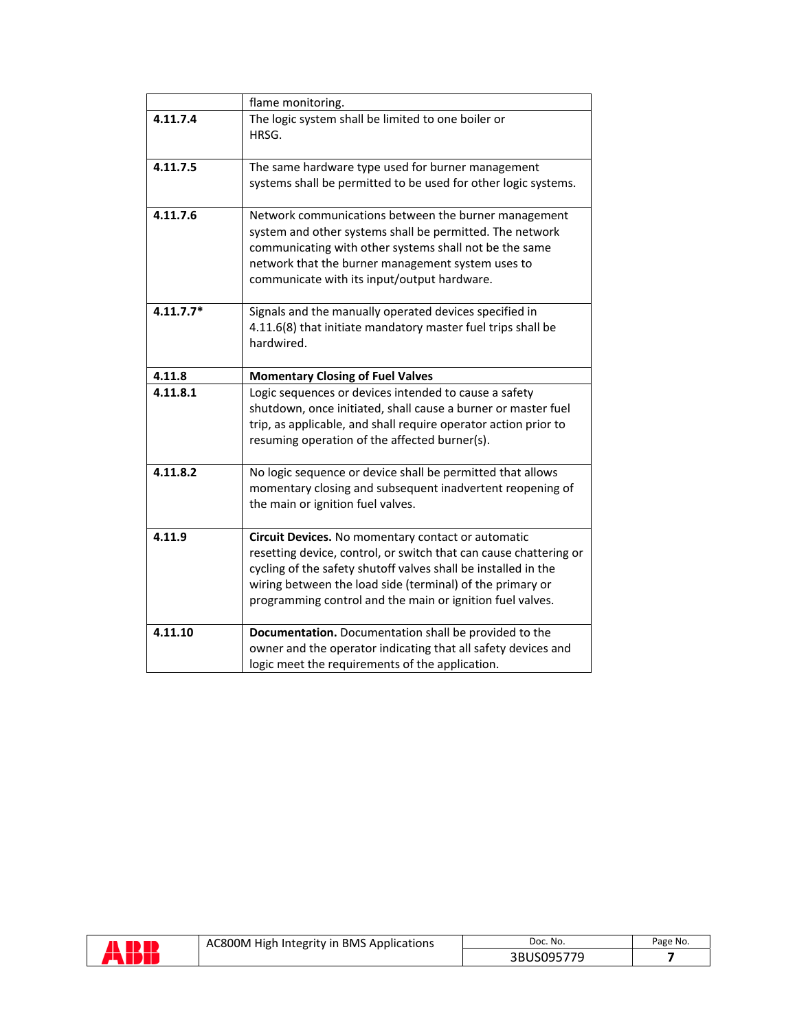|  |  |
|---|---|
|  | flame monitoring. |
| **4.11.7.4** | The logic system shall be limited to one boiler or HRSG. |
| **4.11.7.5** | The same hardware type used for burner management systems shall be permitted to be used for other logic systems. |
| **4.11.7.6** | Network communications between the burner management system and other systems shall be permitted. The network communicating with other systems shall not be the same network that the burner management system uses to communicate with its input/output hardware. |
| **4.11.7.7*** | Signals and the manually operated devices specified in 4.11.6(8) that initiate mandatory master fuel trips shall be hardwired. |
| **4.11.8** | **Momentary Closing of Fuel Valves** |
| **4.11.8.1** | Logic sequences or devices intended to cause a safety shutdown, once initiated, shall cause a burner or master fuel trip, as applicable, and shall require operator action prior to resuming operation of the affected burner(s). |
| **4.11.8.2** | No logic sequence or device shall be permitted that allows momentary closing and subsequent inadvertent reopening of the main or ignition fuel valves. |
| **4.11.9** | **Circuit Devices.** No momentary contact or automatic resetting device, control, or switch that can cause chattering or cycling of the safety shutoff valves shall be installed in the wiring between the load side (terminal) of the primary or programming control and the main or ignition fuel valves. |
| **4.11.10** | **Documentation.** Documentation shall be provided to the owner and the operator indicating that all safety devices and logic meet the requirements of the application. |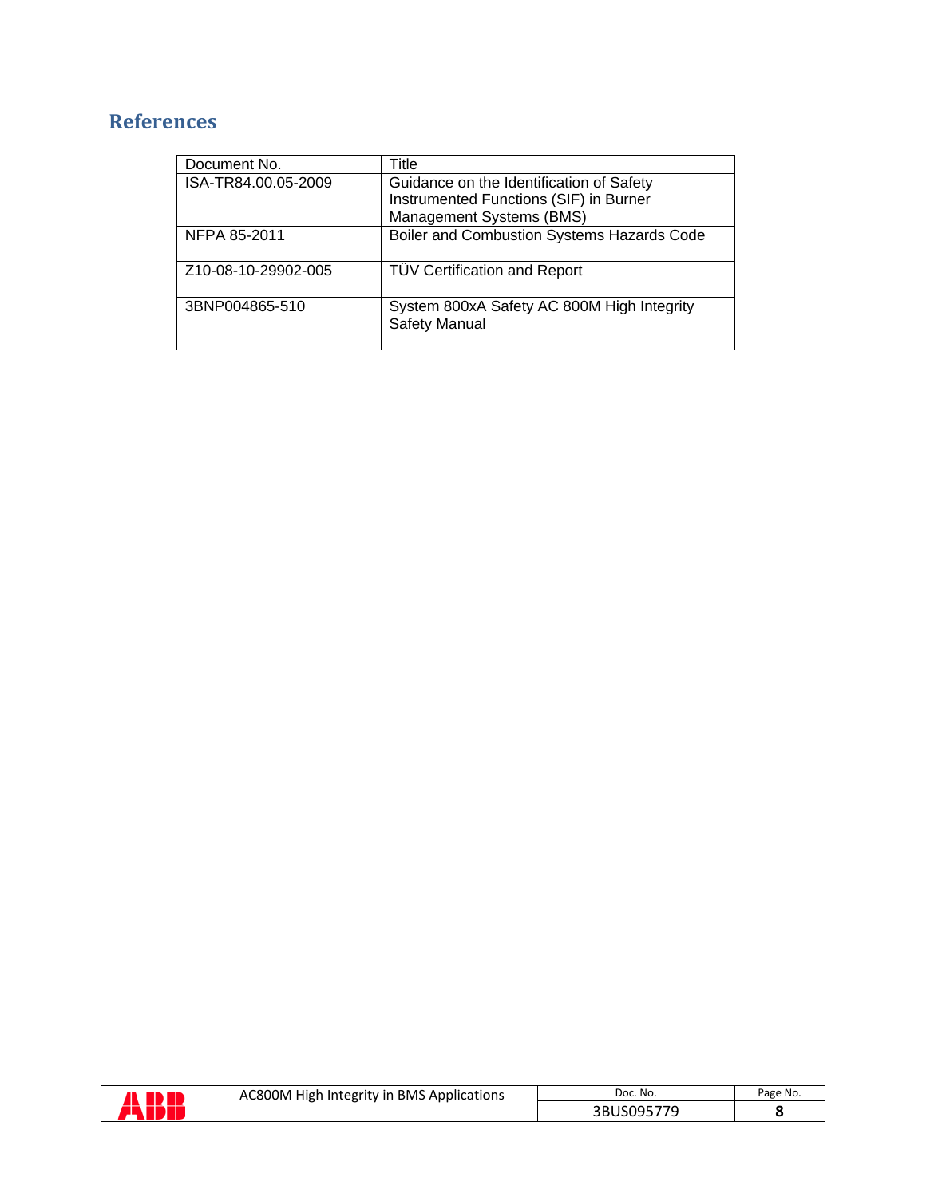## References

| Document No. | Title |
| --- | --- |
| ISA-TR84.00.05-2009 | Guidance on the Identification of Safety Instrumented Functions (SIF) in Burner Management Systems (BMS) |
| NFPA 85-2011 | Boiler and Combustion Systems Hazards Code |
| Z10-08-10-29902-005 | TÜV Certification and Report |
| 3BNP004865-510 | System 800xA Safety AC 800M High Integrity Safety Manual |